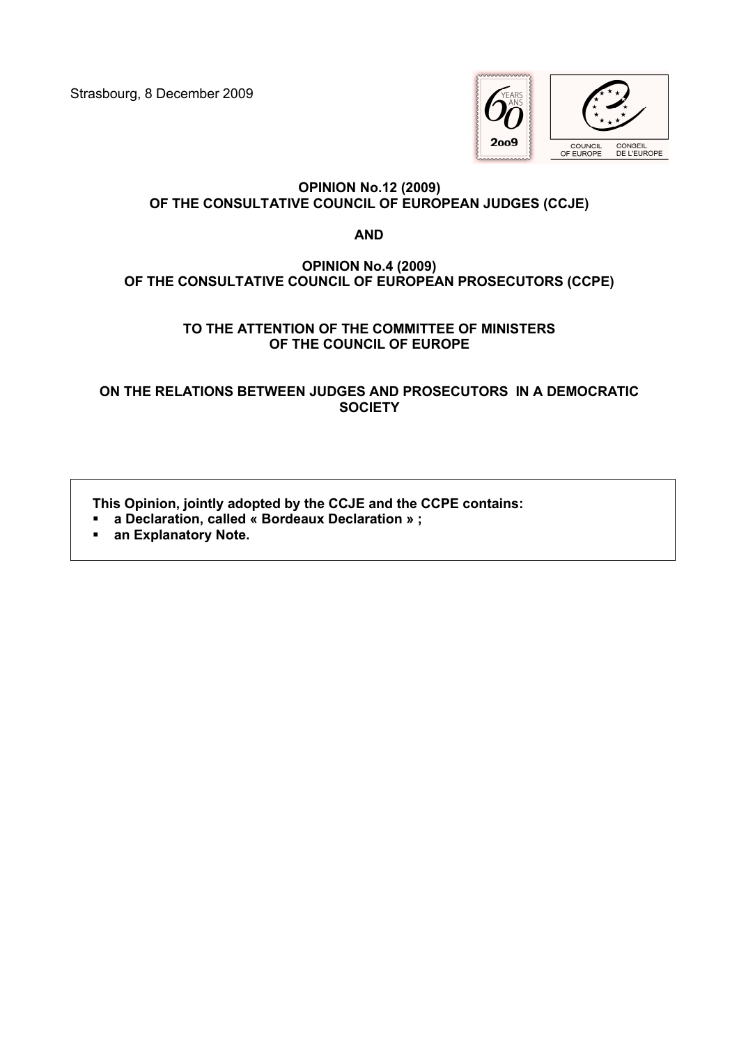Strasbourg, 8 December 2009

**OPINION No.12 (2009)**
**OF THE CONSULTATIVE COUNCIL OF EUROPEAN JUDGES (CCJE)**

**AND**

**OPINION No.4 (2009)**
**OF THE CONSULTATIVE COUNCIL OF EUROPEAN PROSECUTORS (CCPE)**

**TO THE ATTENTION OF THE COMMITTEE OF MINISTERS OF THE COUNCIL OF EUROPE**

**ON THE RELATIONS BETWEEN JUDGES AND PROSECUTORS IN A DEMOCRATIC SOCIETY**

**This Opinion, jointly adopted by the CCJE and the CCPE contains:**

- **a Declaration, called « Bordeaux Declaration » ;**
- **an Explanatory Note.**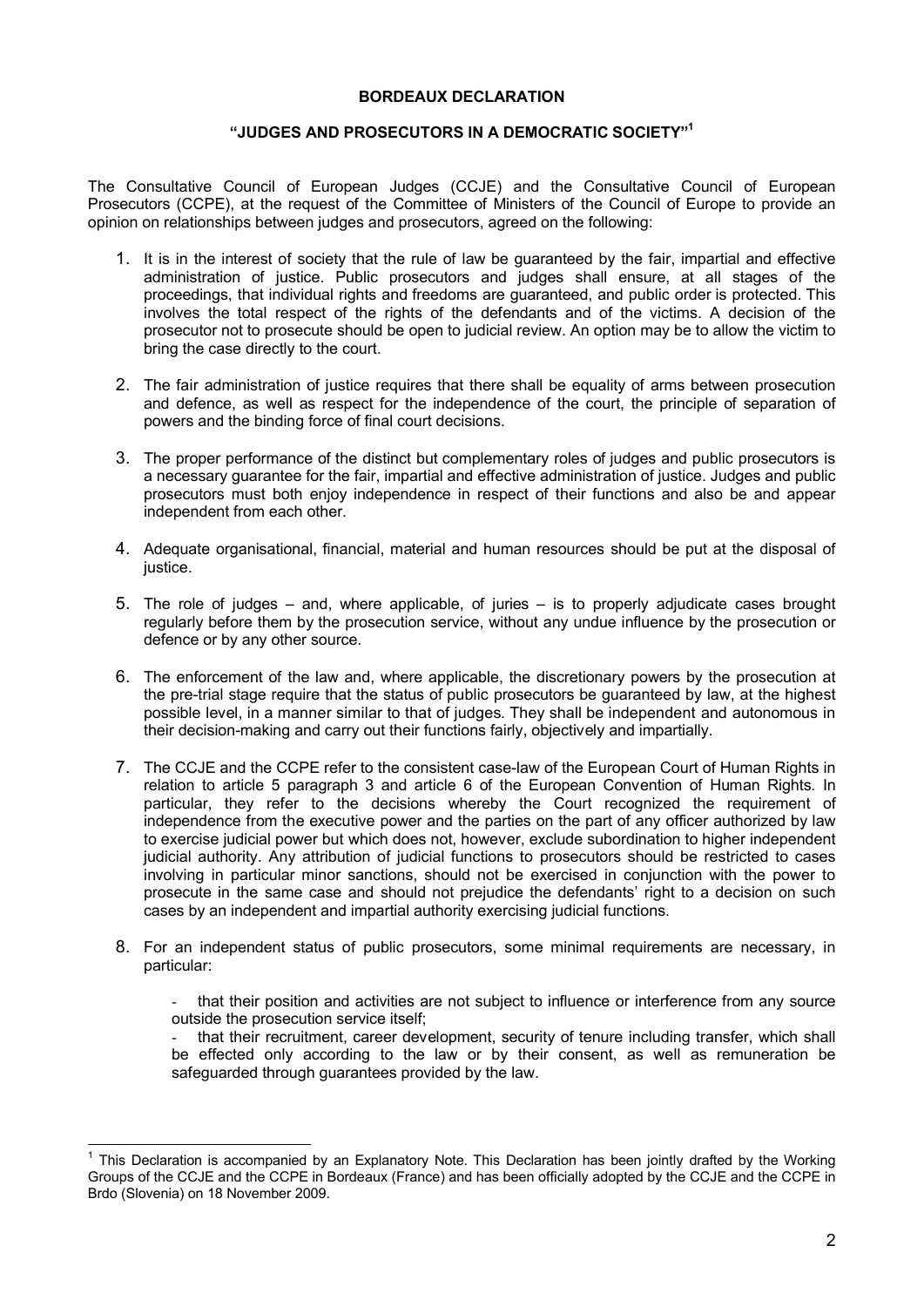**BORDEAUX DECLARATION**

**"JUDGES AND PROSECUTORS IN A DEMOCRATIC SOCIETY"[1]**

The Consultative Council of European Judges (CCJE) and the Consultative Council of European Prosecutors (CCPE), at the request of the Committee of Ministers of the Council of Europe to provide an opinion on relationships between judges and prosecutors, agreed on the following:

1. It is in the interest of society that the rule of law be guaranteed by the fair, impartial and effective administration of justice. Public prosecutors and judges shall ensure, at all stages of the proceedings, that individual rights and freedoms are guaranteed, and public order is protected. This involves the total respect of the rights of the defendants and of the victims. A decision of the prosecutor not to prosecute should be open to judicial review. An option may be to allow the victim to bring the case directly to the court.

2. The fair administration of justice requires that there shall be equality of arms between prosecution and defence, as well as respect for the independence of the court, the principle of separation of powers and the binding force of final court decisions.

3. The proper performance of the distinct but complementary roles of judges and public prosecutors is a necessary guarantee for the fair, impartial and effective administration of justice. Judges and public prosecutors must both enjoy independence in respect of their functions and also be and appear independent from each other.

4. Adequate organisational, financial, material and human resources should be put at the disposal of justice.

5. The role of judges – and, where applicable, of juries – is to properly adjudicate cases brought regularly before them by the prosecution service, without any undue influence by the prosecution or defence or by any other source.

6. The enforcement of the law and, where applicable, the discretionary powers by the prosecution at the pre-trial stage require that the status of public prosecutors be guaranteed by law, at the highest possible level, in a manner similar to that of judges. They shall be independent and autonomous in their decision-making and carry out their functions fairly, objectively and impartially.

7. The CCJE and the CCPE refer to the consistent case-law of the European Court of Human Rights in relation to article 5 paragraph 3 and article 6 of the European Convention of Human Rights. In particular, they refer to the decisions whereby the Court recognized the requirement of independence from the executive power and the parties on the part of any officer authorized by law to exercise judicial power but which does not, however, exclude subordination to higher independent judicial authority. Any attribution of judicial functions to prosecutors should be restricted to cases involving in particular minor sanctions, should not be exercised in conjunction with the power to prosecute in the same case and should not prejudice the defendants' right to a decision on such cases by an independent and impartial authority exercising judicial functions.

8. For an independent status of public prosecutors, some minimal requirements are necessary, in particular:

   - that their position and activities are not subject to influence or interference from any source outside the prosecution service itself;
   - that their recruitment, career development, security of tenure including transfer, which shall be effected only according to the law or by their consent, as well as remuneration be safeguarded through guarantees provided by the law.

---

[1] This Declaration is accompanied by an Explanatory Note. This Declaration has been jointly drafted by the Working Groups of the CCJE and the CCPE in Bordeaux (France) and has been officially adopted by the CCJE and the CCPE in Brdo (Slovenia) on 18 November 2009.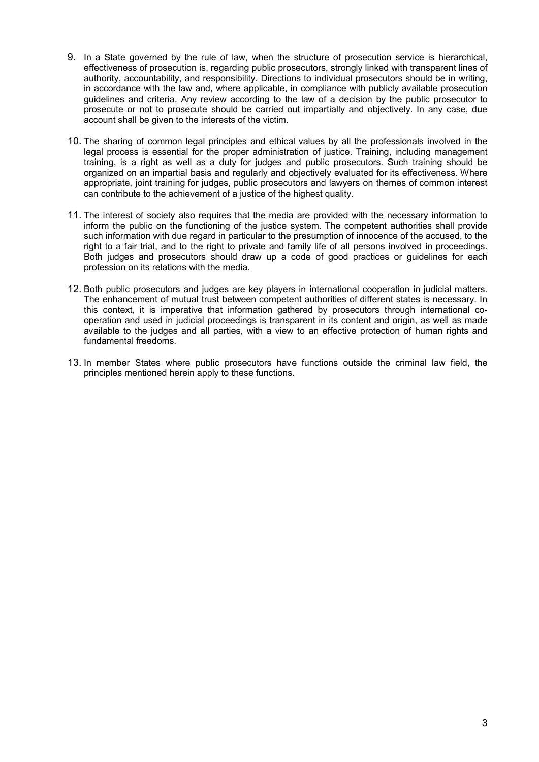9. In a State governed by the rule of law, when the structure of prosecution service is hierarchical, effectiveness of prosecution is, regarding public prosecutors, strongly linked with transparent lines of authority, accountability, and responsibility. Directions to individual prosecutors should be in writing, in accordance with the law and, where applicable, in compliance with publicly available prosecution guidelines and criteria. Any review according to the law of a decision by the public prosecutor to prosecute or not to prosecute should be carried out impartially and objectively. In any case, due account shall be given to the interests of the victim.

10. The sharing of common legal principles and ethical values by all the professionals involved in the legal process is essential for the proper administration of justice. Training, including management training, is a right as well as a duty for judges and public prosecutors. Such training should be organized on an impartial basis and regularly and objectively evaluated for its effectiveness. Where appropriate, joint training for judges, public prosecutors and lawyers on themes of common interest can contribute to the achievement of a justice of the highest quality.

11. The interest of society also requires that the media are provided with the necessary information to inform the public on the functioning of the justice system. The competent authorities shall provide such information with due regard in particular to the presumption of innocence of the accused, to the right to a fair trial, and to the right to private and family life of all persons involved in proceedings. Both judges and prosecutors should draw up a code of good practices or guidelines for each profession on its relations with the media.

12. Both public prosecutors and judges are key players in international cooperation in judicial matters. The enhancement of mutual trust between competent authorities of different states is necessary. In this context, it is imperative that information gathered by prosecutors through international co-operation and used in judicial proceedings is transparent in its content and origin, as well as made available to the judges and all parties, with a view to an effective protection of human rights and fundamental freedoms.

13. In member States where public prosecutors have functions outside the criminal law field, the principles mentioned herein apply to these functions.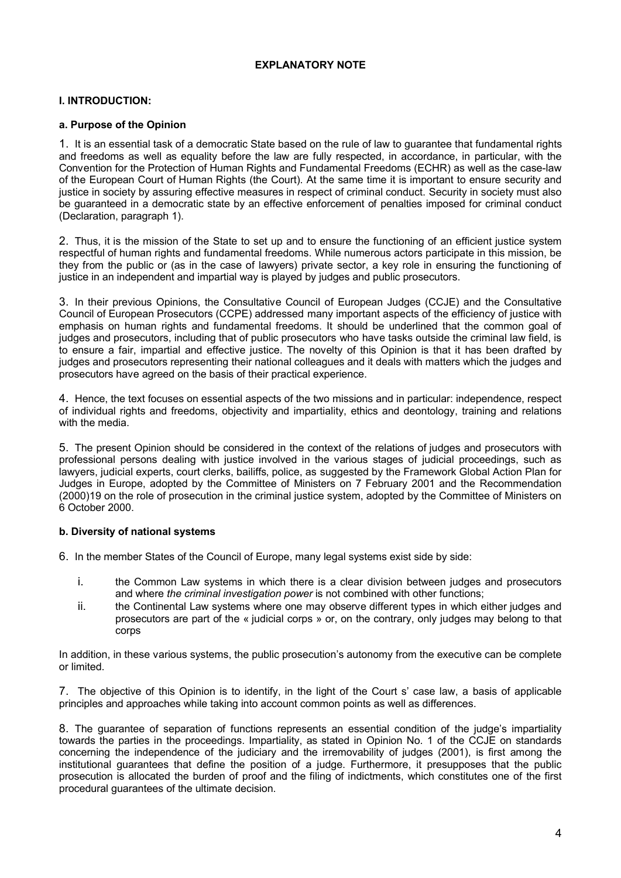## EXPLANATORY NOTE

### I. INTRODUCTION:

#### a. Purpose of the Opinion

1. It is an essential task of a democratic State based on the rule of law to guarantee that fundamental rights and freedoms as well as equality before the law are fully respected, in accordance, in particular, with the Convention for the Protection of Human Rights and Fundamental Freedoms (ECHR) as well as the case-law of the European Court of Human Rights (the Court). At the same time it is important to ensure security and justice in society by assuring effective measures in respect of criminal conduct. Security in society must also be guaranteed in a democratic state by an effective enforcement of penalties imposed for criminal conduct (Declaration, paragraph 1).

2. Thus, it is the mission of the State to set up and to ensure the functioning of an efficient justice system respectful of human rights and fundamental freedoms. While numerous actors participate in this mission, be they from the public or (as in the case of lawyers) private sector, a key role in ensuring the functioning of justice in an independent and impartial way is played by judges and public prosecutors.

3. In their previous Opinions, the Consultative Council of European Judges (CCJE) and the Consultative Council of European Prosecutors (CCPE) addressed many important aspects of the efficiency of justice with emphasis on human rights and fundamental freedoms. It should be underlined that the common goal of judges and prosecutors, including that of public prosecutors who have tasks outside the criminal law field, is to ensure a fair, impartial and effective justice. The novelty of this Opinion is that it has been drafted by judges and prosecutors representing their national colleagues and it deals with matters which the judges and prosecutors have agreed on the basis of their practical experience.

4. Hence, the text focuses on essential aspects of the two missions and in particular: independence, respect of individual rights and freedoms, objectivity and impartiality, ethics and deontology, training and relations with the media.

5. The present Opinion should be considered in the context of the relations of judges and prosecutors with professional persons dealing with justice involved in the various stages of judicial proceedings, such as lawyers, judicial experts, court clerks, bailiffs, police, as suggested by the Framework Global Action Plan for Judges in Europe, adopted by the Committee of Ministers on 7 February 2001 and the Recommendation (2000)19 on the role of prosecution in the criminal justice system, adopted by the Committee of Ministers on 6 October 2000.

#### b. Diversity of national systems

6. In the member States of the Council of Europe, many legal systems exist side by side:

   i. the Common Law systems in which there is a clear division between judges and prosecutors and where *the criminal investigation power* is not combined with other functions;

   ii. the Continental Law systems where one may observe different types in which either judges and prosecutors are part of the « judicial corps » or, on the contrary, only judges may belong to that corps

In addition, in these various systems, the public prosecution's autonomy from the executive can be complete or limited.

7. The objective of this Opinion is to identify, in the light of the Court s' case law, a basis of applicable principles and approaches while taking into account common points as well as differences.

8. The guarantee of separation of functions represents an essential condition of the judge's impartiality towards the parties in the proceedings. Impartiality, as stated in Opinion No. 1 of the CCJE on standards concerning the independence of the judiciary and the irremovability of judges (2001), is first among the institutional guarantees that define the position of a judge. Furthermore, it presupposes that the public prosecution is allocated the burden of proof and the filing of indictments, which constitutes one of the first procedural guarantees of the ultimate decision.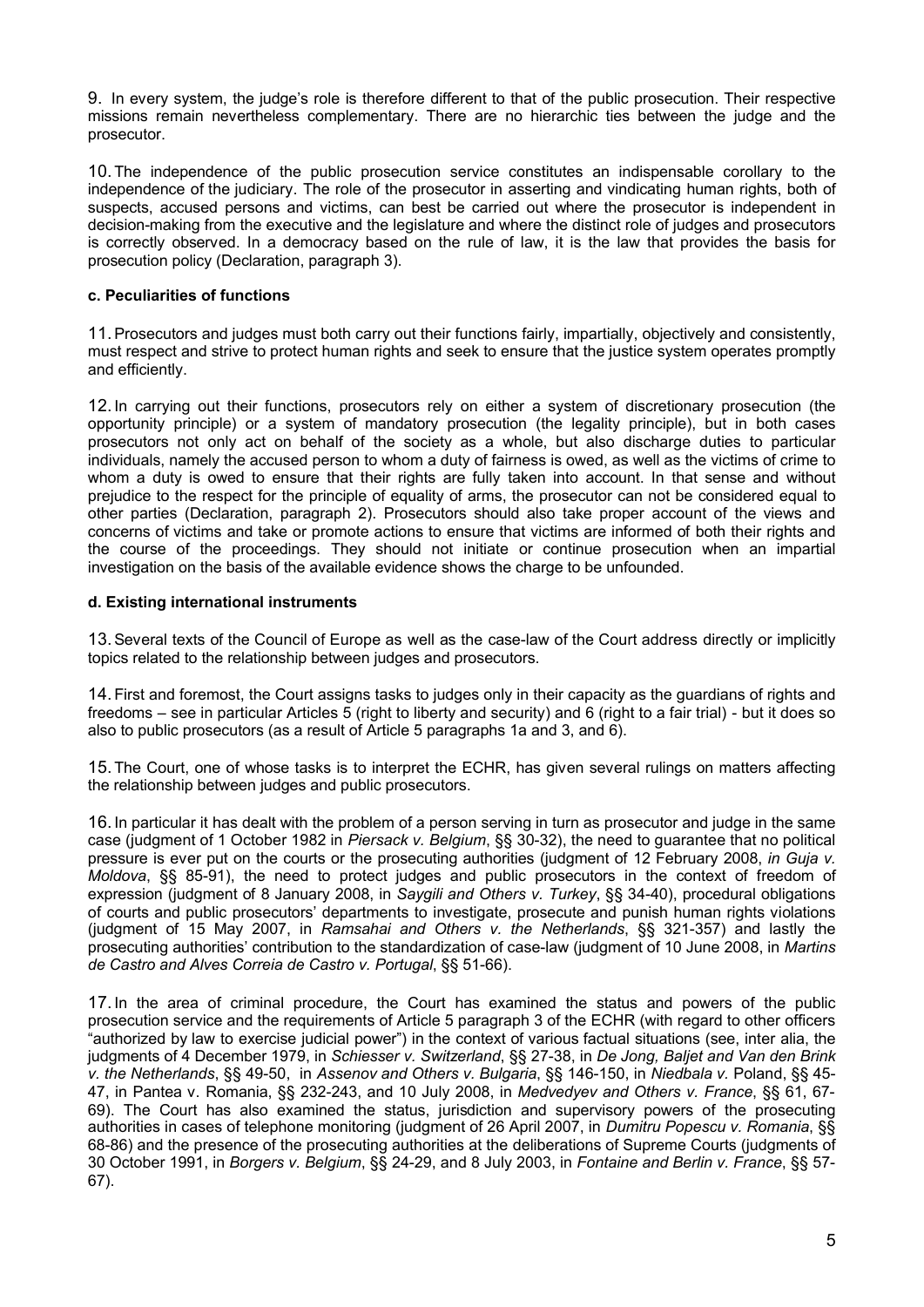9. In every system, the judge's role is therefore different to that of the public prosecution. Their respective missions remain nevertheless complementary. There are no hierarchic ties between the judge and the prosecutor.

10. The independence of the public prosecution service constitutes an indispensable corollary to the independence of the judiciary. The role of the prosecutor in asserting and vindicating human rights, both of suspects, accused persons and victims, can best be carried out where the prosecutor is independent in decision-making from the executive and the legislature and where the distinct role of judges and prosecutors is correctly observed. In a democracy based on the rule of law, it is the law that provides the basis for prosecution policy (Declaration, paragraph 3).

#### c. Peculiarities of functions

11. Prosecutors and judges must both carry out their functions fairly, impartially, objectively and consistently, must respect and strive to protect human rights and seek to ensure that the justice system operates promptly and efficiently.

12. In carrying out their functions, prosecutors rely on either a system of discretionary prosecution (the opportunity principle) or a system of mandatory prosecution (the legality principle), but in both cases prosecutors not only act on behalf of the society as a whole, but also discharge duties to particular individuals, namely the accused person to whom a duty of fairness is owed, as well as the victims of crime to whom a duty is owed to ensure that their rights are fully taken into account. In that sense and without prejudice to the respect for the principle of equality of arms, the prosecutor can not be considered equal to other parties (Declaration, paragraph 2). Prosecutors should also take proper account of the views and concerns of victims and take or promote actions to ensure that victims are informed of both their rights and the course of the proceedings. They should not initiate or continue prosecution when an impartial investigation on the basis of the available evidence shows the charge to be unfounded.

#### d. Existing international instruments

13. Several texts of the Council of Europe as well as the case-law of the Court address directly or implicitly topics related to the relationship between judges and prosecutors.

14. First and foremost, the Court assigns tasks to judges only in their capacity as the guardians of rights and freedoms – see in particular Articles 5 (right to liberty and security) and 6 (right to a fair trial) - but it does so also to public prosecutors (as a result of Article 5 paragraphs 1a and 3, and 6).

15. The Court, one of whose tasks is to interpret the ECHR, has given several rulings on matters affecting the relationship between judges and public prosecutors.

16. In particular it has dealt with the problem of a person serving in turn as prosecutor and judge in the same case (judgment of 1 October 1982 in *Piersack v. Belgium*, §§ 30-32), the need to guarantee that no political pressure is ever put on the courts or the prosecuting authorities (judgment of 12 February 2008, *in Guja v. Moldova*, §§ 85-91), the need to protect judges and public prosecutors in the context of freedom of expression (judgment of 8 January 2008, in *Saygili and Others v. Turkey*, §§ 34-40), procedural obligations of courts and public prosecutors' departments to investigate, prosecute and punish human rights violations (judgment of 15 May 2007, in *Ramsahai and Others v. the Netherlands*, §§ 321-357) and lastly the prosecuting authorities' contribution to the standardization of case-law (judgment of 10 June 2008, in *Martins de Castro and Alves Correia de Castro v. Portugal*, §§ 51-66).

17. In the area of criminal procedure, the Court has examined the status and powers of the public prosecution service and the requirements of Article 5 paragraph 3 of the ECHR (with regard to other officers "authorized by law to exercise judicial power") in the context of various factual situations (see, inter alia, the judgments of 4 December 1979, in *Schiesser v. Switzerland*, §§ 27-38, in *De Jong, Baljet and Van den Brink v. the Netherlands*, §§ 49-50, in *Assenov and Others v. Bulgaria*, §§ 146-150, in *Niedbala v.* Poland, §§ 45-47, in Pantea v. Romania, §§ 232-243, and 10 July 2008, in *Medvedyev and Others v. France*, §§ 61, 67-69). The Court has also examined the status, jurisdiction and supervisory powers of the prosecuting authorities in cases of telephone monitoring (judgment of 26 April 2007, in *Dumitru Popescu v. Romania*, §§ 68-86) and the presence of the prosecuting authorities at the deliberations of Supreme Courts (judgments of 30 October 1991, in *Borgers v. Belgium*, §§ 24-29, and 8 July 2003, in *Fontaine and Berlin v. France*, §§ 57-67).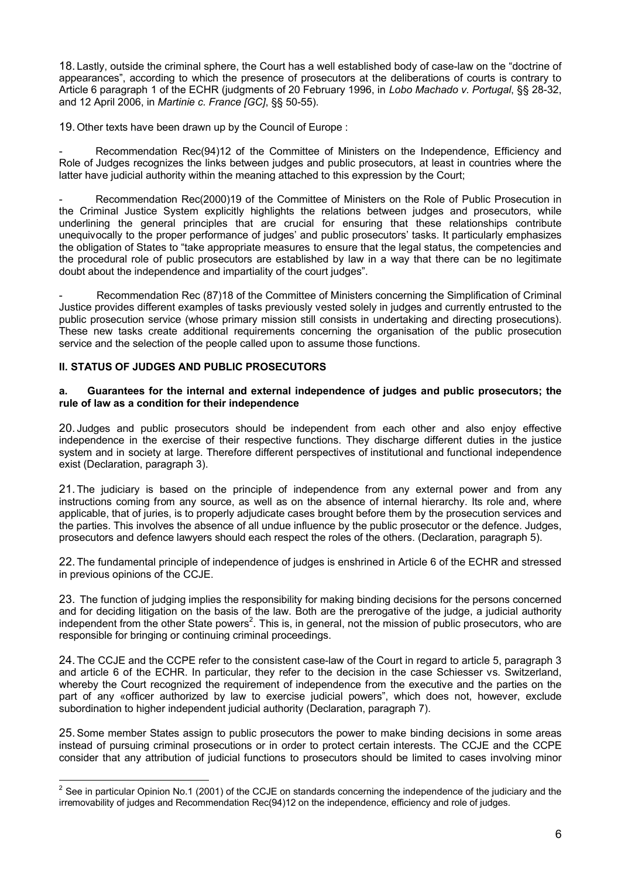18. Lastly, outside the criminal sphere, the Court has a well established body of case-law on the "doctrine of appearances", according to which the presence of prosecutors at the deliberations of courts is contrary to Article 6 paragraph 1 of the ECHR (judgments of 20 February 1996, in *Lobo Machado v. Portugal*, §§ 28-32, and 12 April 2006, in *Martinie c. France [GC]*, §§ 50-55).

19. Other texts have been drawn up by the Council of Europe :

- Recommendation Rec(94)12 of the Committee of Ministers on the Independence, Efficiency and Role of Judges recognizes the links between judges and public prosecutors, at least in countries where the latter have judicial authority within the meaning attached to this expression by the Court;

- Recommendation Rec(2000)19 of the Committee of Ministers on the Role of Public Prosecution in the Criminal Justice System explicitly highlights the relations between judges and prosecutors, while underlining the general principles that are crucial for ensuring that these relationships contribute unequivocally to the proper performance of judges' and public prosecutors' tasks. It particularly emphasizes the obligation of States to "take appropriate measures to ensure that the legal status, the competencies and the procedural role of public prosecutors are established by law in a way that there can be no legitimate doubt about the independence and impartiality of the court judges".

- Recommendation Rec (87)18 of the Committee of Ministers concerning the Simplification of Criminal Justice provides different examples of tasks previously vested solely in judges and currently entrusted to the public prosecution service (whose primary mission still consists in undertaking and directing prosecutions). These new tasks create additional requirements concerning the organisation of the public prosecution service and the selection of the people called upon to assume those functions.

## II. STATUS OF JUDGES AND PUBLIC PROSECUTORS

### a. Guarantees for the internal and external independence of judges and public prosecutors; the rule of law as a condition for their independence

20. Judges and public prosecutors should be independent from each other and also enjoy effective independence in the exercise of their respective functions. They discharge different duties in the justice system and in society at large. Therefore different perspectives of institutional and functional independence exist (Declaration, paragraph 3).

21. The judiciary is based on the principle of independence from any external power and from any instructions coming from any source, as well as on the absence of internal hierarchy. Its role and, where applicable, that of juries, is to properly adjudicate cases brought before them by the prosecution services and the parties. This involves the absence of all undue influence by the public prosecutor or the defence. Judges, prosecutors and defence lawyers should each respect the roles of the others. (Declaration, paragraph 5).

22. The fundamental principle of independence of judges is enshrined in Article 6 of the ECHR and stressed in previous opinions of the CCJE.

23. The function of judging implies the responsibility for making binding decisions for the persons concerned and for deciding litigation on the basis of the law. Both are the prerogative of the judge, a judicial authority independent from the other State powers[2]. This is, in general, not the mission of public prosecutors, who are responsible for bringing or continuing criminal proceedings.

24. The CCJE and the CCPE refer to the consistent case-law of the Court in regard to article 5, paragraph 3 and article 6 of the ECHR. In particular, they refer to the decision in the case Schiesser vs. Switzerland, whereby the Court recognized the requirement of independence from the executive and the parties on the part of any «officer authorized by law to exercise judicial powers", which does not, however, exclude subordination to higher independent judicial authority (Declaration, paragraph 7).

25. Some member States assign to public prosecutors the power to make binding decisions in some areas instead of pursuing criminal prosecutions or in order to protect certain interests. The CCJE and the CCPE consider that any attribution of judicial functions to prosecutors should be limited to cases involving minor

[2] See in particular Opinion No.1 (2001) of the CCJE on standards concerning the independence of the judiciary and the irremovability of judges and Recommendation Rec(94)12 on the independence, efficiency and role of judges.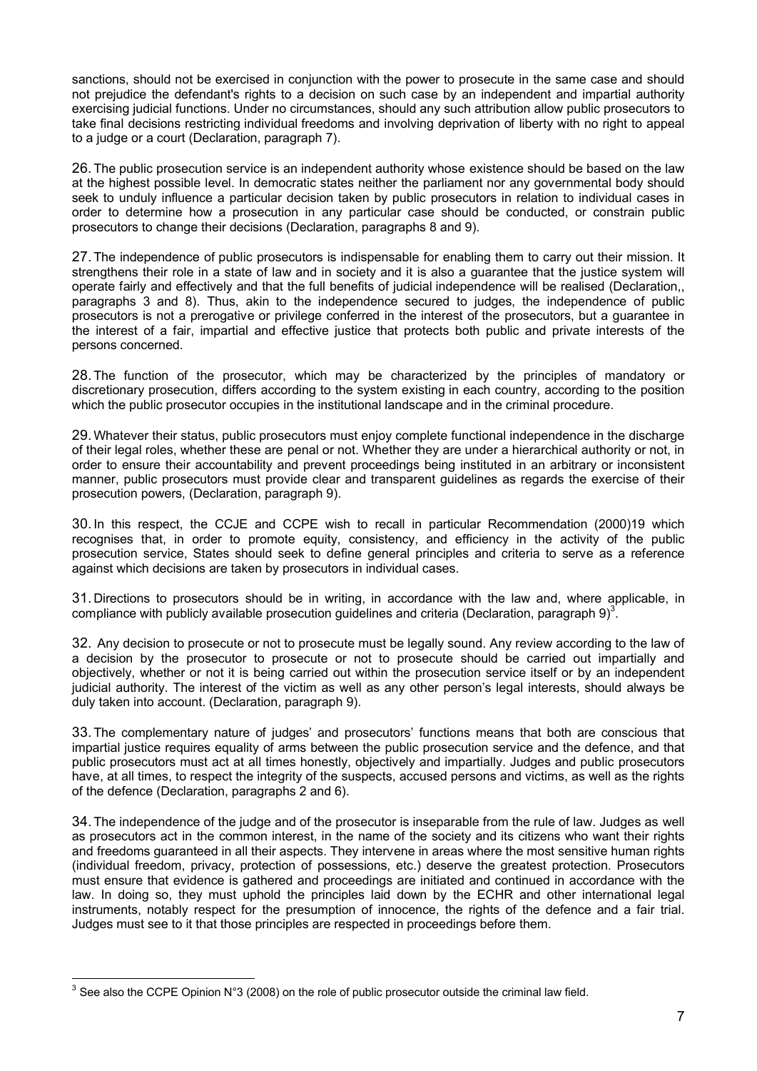sanctions, should not be exercised in conjunction with the power to prosecute in the same case and should not prejudice the defendant's rights to a decision on such case by an independent and impartial authority exercising judicial functions. Under no circumstances, should any such attribution allow public prosecutors to take final decisions restricting individual freedoms and involving deprivation of liberty with no right to appeal to a judge or a court (Declaration, paragraph 7).

26. The public prosecution service is an independent authority whose existence should be based on the law at the highest possible level. In democratic states neither the parliament nor any governmental body should seek to unduly influence a particular decision taken by public prosecutors in relation to individual cases in order to determine how a prosecution in any particular case should be conducted, or constrain public prosecutors to change their decisions (Declaration, paragraphs 8 and 9).

27. The independence of public prosecutors is indispensable for enabling them to carry out their mission. It strengthens their role in a state of law and in society and it is also a guarantee that the justice system will operate fairly and effectively and that the full benefits of judicial independence will be realised (Declaration,, paragraphs 3 and 8). Thus, akin to the independence secured to judges, the independence of public prosecutors is not a prerogative or privilege conferred in the interest of the prosecutors, but a guarantee in the interest of a fair, impartial and effective justice that protects both public and private interests of the persons concerned.

28. The function of the prosecutor, which may be characterized by the principles of mandatory or discretionary prosecution, differs according to the system existing in each country, according to the position which the public prosecutor occupies in the institutional landscape and in the criminal procedure.

29. Whatever their status, public prosecutors must enjoy complete functional independence in the discharge of their legal roles, whether these are penal or not. Whether they are under a hierarchical authority or not, in order to ensure their accountability and prevent proceedings being instituted in an arbitrary or inconsistent manner, public prosecutors must provide clear and transparent guidelines as regards the exercise of their prosecution powers, (Declaration, paragraph 9).

30. In this respect, the CCJE and CCPE wish to recall in particular Recommendation (2000)19 which recognises that, in order to promote equity, consistency, and efficiency in the activity of the public prosecution service, States should seek to define general principles and criteria to serve as a reference against which decisions are taken by prosecutors in individual cases.

31. Directions to prosecutors should be in writing, in accordance with the law and, where applicable, in compliance with publicly available prosecution guidelines and criteria (Declaration, paragraph 9)[3].

32. Any decision to prosecute or not to prosecute must be legally sound. Any review according to the law of a decision by the prosecutor to prosecute or not to prosecute should be carried out impartially and objectively, whether or not it is being carried out within the prosecution service itself or by an independent judicial authority. The interest of the victim as well as any other person's legal interests, should always be duly taken into account. (Declaration, paragraph 9).

33. The complementary nature of judges' and prosecutors' functions means that both are conscious that impartial justice requires equality of arms between the public prosecution service and the defence, and that public prosecutors must act at all times honestly, objectively and impartially. Judges and public prosecutors have, at all times, to respect the integrity of the suspects, accused persons and victims, as well as the rights of the defence (Declaration, paragraphs 2 and 6).

34. The independence of the judge and of the prosecutor is inseparable from the rule of law. Judges as well as prosecutors act in the common interest, in the name of the society and its citizens who want their rights and freedoms guaranteed in all their aspects. They intervene in areas where the most sensitive human rights (individual freedom, privacy, protection of possessions, etc.) deserve the greatest protection. Prosecutors must ensure that evidence is gathered and proceedings are initiated and continued in accordance with the law. In doing so, they must uphold the principles laid down by the ECHR and other international legal instruments, notably respect for the presumption of innocence, the rights of the defence and a fair trial. Judges must see to it that those principles are respected in proceedings before them.

---

[3] See also the CCPE Opinion N°3 (2008) on the role of public prosecutor outside the criminal law field.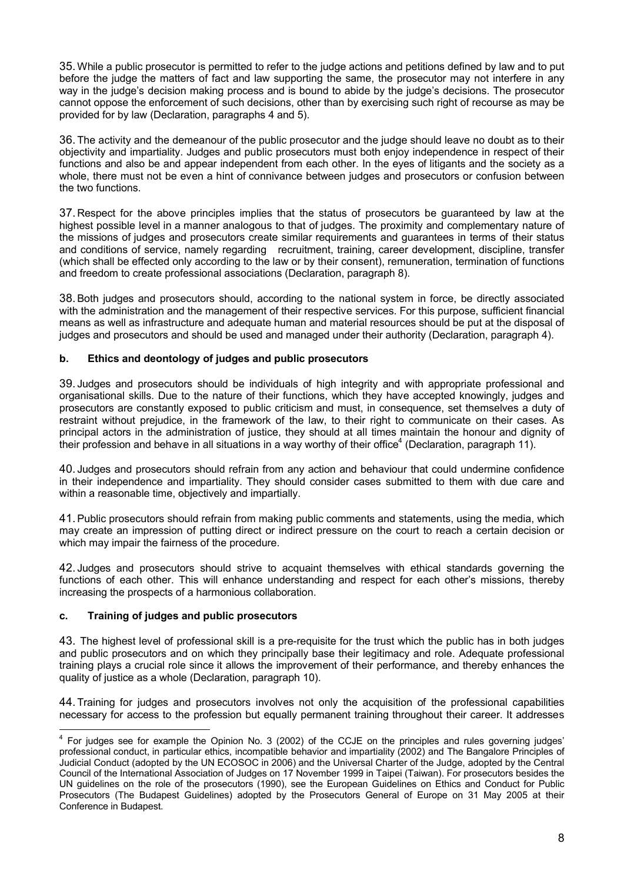35. While a public prosecutor is permitted to refer to the judge actions and petitions defined by law and to put before the judge the matters of fact and law supporting the same, the prosecutor may not interfere in any way in the judge's decision making process and is bound to abide by the judge's decisions. The prosecutor cannot oppose the enforcement of such decisions, other than by exercising such right of recourse as may be provided for by law (Declaration, paragraphs 4 and 5).

36. The activity and the demeanour of the public prosecutor and the judge should leave no doubt as to their objectivity and impartiality. Judges and public prosecutors must both enjoy independence in respect of their functions and also be and appear independent from each other. In the eyes of litigants and the society as a whole, there must not be even a hint of connivance between judges and prosecutors or confusion between the two functions.

37. Respect for the above principles implies that the status of prosecutors be guaranteed by law at the highest possible level in a manner analogous to that of judges. The proximity and complementary nature of the missions of judges and prosecutors create similar requirements and guarantees in terms of their status and conditions of service, namely regarding recruitment, training, career development, discipline, transfer (which shall be effected only according to the law or by their consent), remuneration, termination of functions and freedom to create professional associations (Declaration, paragraph 8).

38. Both judges and prosecutors should, according to the national system in force, be directly associated with the administration and the management of their respective services. For this purpose, sufficient financial means as well as infrastructure and adequate human and material resources should be put at the disposal of judges and prosecutors and should be used and managed under their authority (Declaration, paragraph 4).

### b. Ethics and deontology of judges and public prosecutors

39. Judges and prosecutors should be individuals of high integrity and with appropriate professional and organisational skills. Due to the nature of their functions, which they have accepted knowingly, judges and prosecutors are constantly exposed to public criticism and must, in consequence, set themselves a duty of restraint without prejudice, in the framework of the law, to their right to communicate on their cases. As principal actors in the administration of justice, they should at all times maintain the honour and dignity of their profession and behave in all situations in a way worthy of their office[4] (Declaration, paragraph 11).

40. Judges and prosecutors should refrain from any action and behaviour that could undermine confidence in their independence and impartiality. They should consider cases submitted to them with due care and within a reasonable time, objectively and impartially.

41. Public prosecutors should refrain from making public comments and statements, using the media, which may create an impression of putting direct or indirect pressure on the court to reach a certain decision or which may impair the fairness of the procedure.

42. Judges and prosecutors should strive to acquaint themselves with ethical standards governing the functions of each other. This will enhance understanding and respect for each other's missions, thereby increasing the prospects of a harmonious collaboration.

### c. Training of judges and public prosecutors

43. The highest level of professional skill is a pre-requisite for the trust which the public has in both judges and public prosecutors and on which they principally base their legitimacy and role. Adequate professional training plays a crucial role since it allows the improvement of their performance, and thereby enhances the quality of justice as a whole (Declaration, paragraph 10).

44. Training for judges and prosecutors involves not only the acquisition of the professional capabilities necessary for access to the profession but equally permanent training throughout their career. It addresses

---

[4] For judges see for example the Opinion No. 3 (2002) of the CCJE on the principles and rules governing judges' professional conduct, in particular ethics, incompatible behavior and impartiality (2002) and The Bangalore Principles of Judicial Conduct (adopted by the UN ECOSOC in 2006) and the Universal Charter of the Judge, adopted by the Central Council of the International Association of Judges on 17 November 1999 in Taipei (Taiwan). For prosecutors besides the UN guidelines on the role of the prosecutors (1990), see the European Guidelines on Ethics and Conduct for Public Prosecutors (The Budapest Guidelines) adopted by the Prosecutors General of Europe on 31 May 2005 at their Conference in Budapest.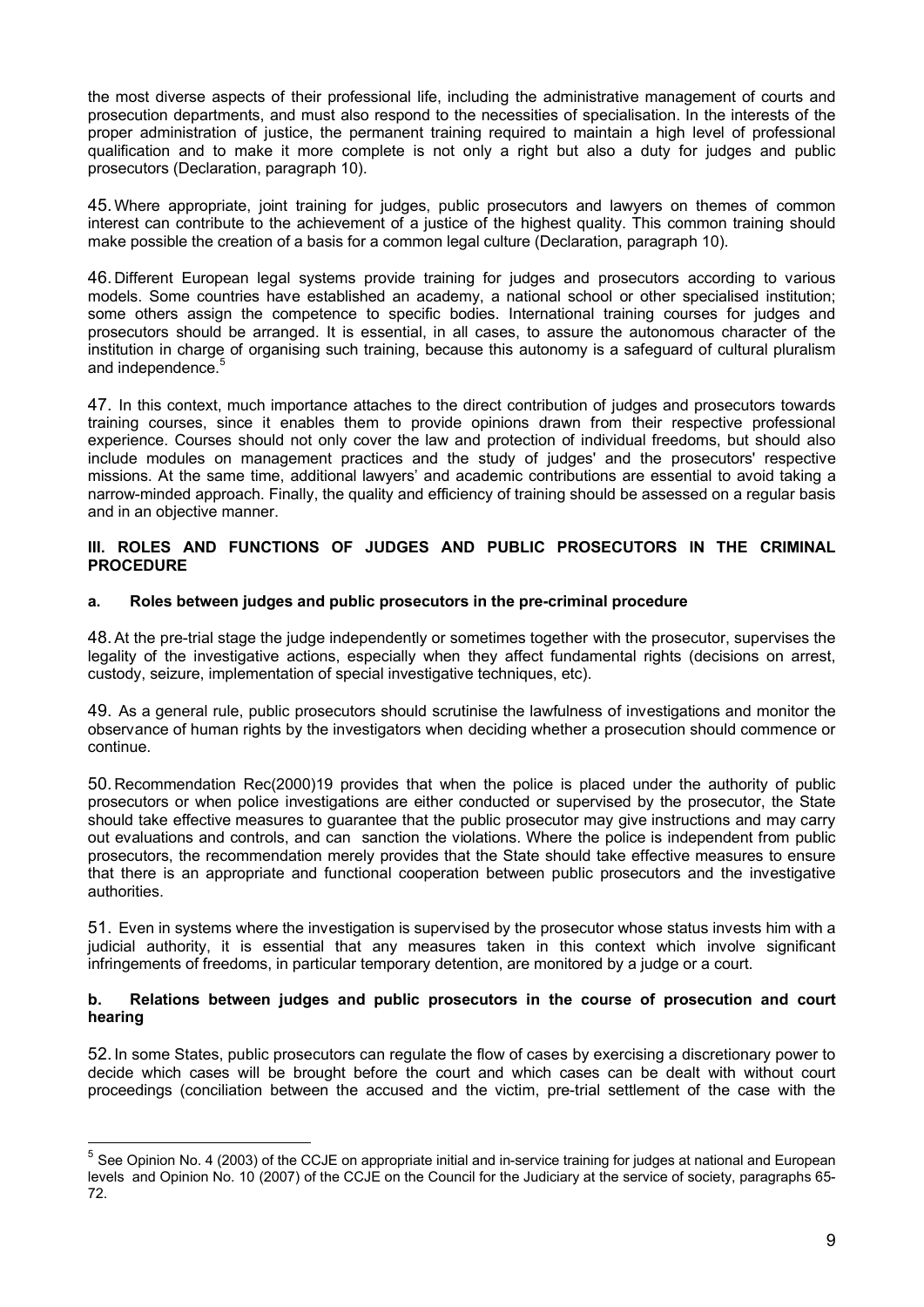the most diverse aspects of their professional life, including the administrative management of courts and prosecution departments, and must also respond to the necessities of specialisation. In the interests of the proper administration of justice, the permanent training required to maintain a high level of professional qualification and to make it more complete is not only a right but also a duty for judges and public prosecutors (Declaration, paragraph 10).

45. Where appropriate, joint training for judges, public prosecutors and lawyers on themes of common interest can contribute to the achievement of a justice of the highest quality. This common training should make possible the creation of a basis for a common legal culture (Declaration, paragraph 10).

46. Different European legal systems provide training for judges and prosecutors according to various models. Some countries have established an academy, a national school or other specialised institution; some others assign the competence to specific bodies. International training courses for judges and prosecutors should be arranged. It is essential, in all cases, to assure the autonomous character of the institution in charge of organising such training, because this autonomy is a safeguard of cultural pluralism and independence.[5]

47. In this context, much importance attaches to the direct contribution of judges and prosecutors towards training courses, since it enables them to provide opinions drawn from their respective professional experience. Courses should not only cover the law and protection of individual freedoms, but should also include modules on management practices and the study of judges' and the prosecutors' respective missions. At the same time, additional lawyers' and academic contributions are essential to avoid taking a narrow-minded approach. Finally, the quality and efficiency of training should be assessed on a regular basis and in an objective manner.

## III. ROLES AND FUNCTIONS OF JUDGES AND PUBLIC PROSECUTORS IN THE CRIMINAL PROCEDURE

### a. Roles between judges and public prosecutors in the pre-criminal procedure

48. At the pre-trial stage the judge independently or sometimes together with the prosecutor, supervises the legality of the investigative actions, especially when they affect fundamental rights (decisions on arrest, custody, seizure, implementation of special investigative techniques, etc).

49. As a general rule, public prosecutors should scrutinise the lawfulness of investigations and monitor the observance of human rights by the investigators when deciding whether a prosecution should commence or continue.

50. Recommendation Rec(2000)19 provides that when the police is placed under the authority of public prosecutors or when police investigations are either conducted or supervised by the prosecutor, the State should take effective measures to guarantee that the public prosecutor may give instructions and may carry out evaluations and controls, and can sanction the violations. Where the police is independent from public prosecutors, the recommendation merely provides that the State should take effective measures to ensure that there is an appropriate and functional cooperation between public prosecutors and the investigative authorities.

51. Even in systems where the investigation is supervised by the prosecutor whose status invests him with a judicial authority, it is essential that any measures taken in this context which involve significant infringements of freedoms, in particular temporary detention, are monitored by a judge or a court.

### b. Relations between judges and public prosecutors in the course of prosecution and court hearing

52. In some States, public prosecutors can regulate the flow of cases by exercising a discretionary power to decide which cases will be brought before the court and which cases can be dealt with without court proceedings (conciliation between the accused and the victim, pre-trial settlement of the case with the

---

[5] See Opinion No. 4 (2003) of the CCJE on appropriate initial and in-service training for judges at national and European levels and Opinion No. 10 (2007) of the CCJE on the Council for the Judiciary at the service of society, paragraphs 65-72.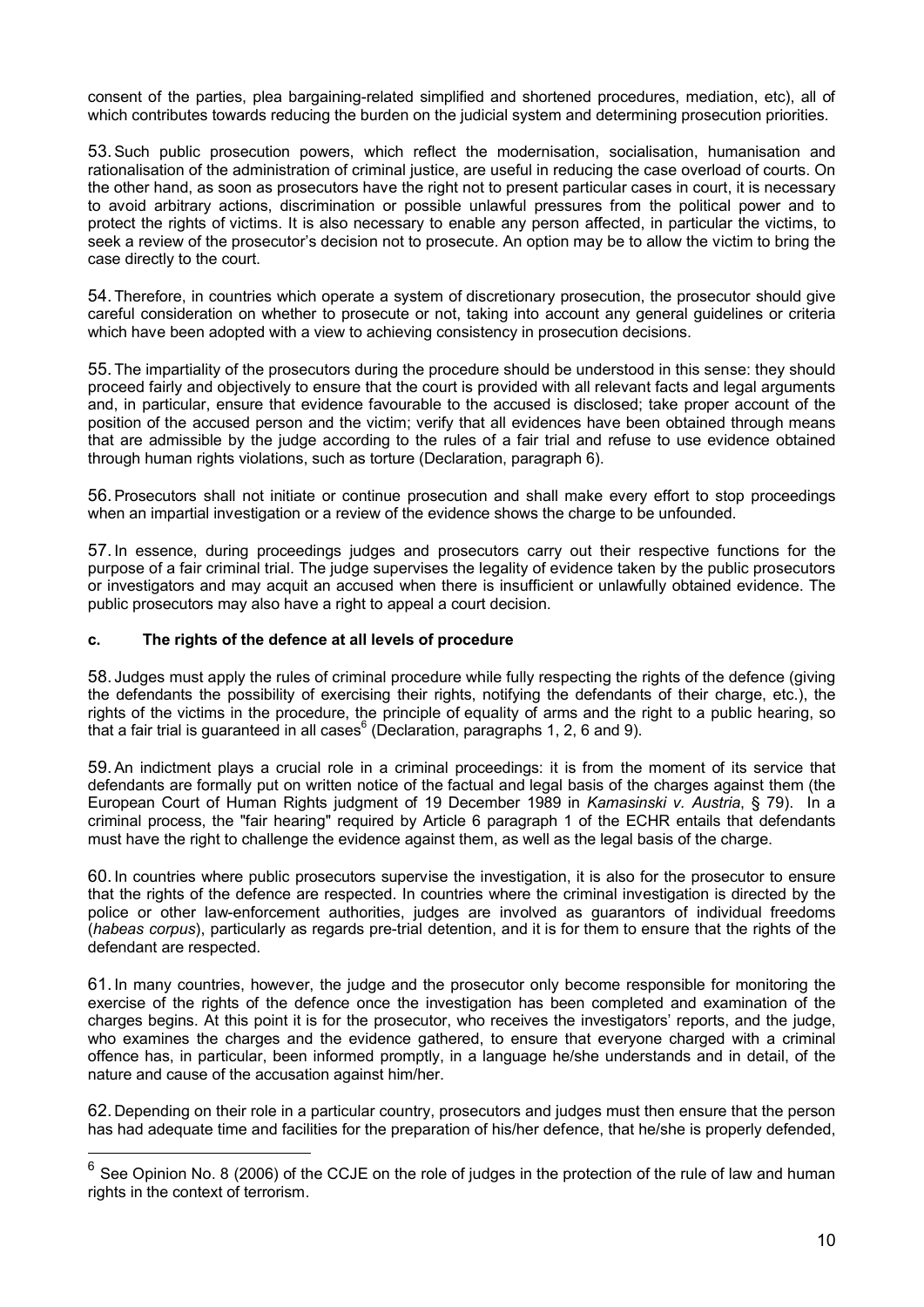consent of the parties, plea bargaining-related simplified and shortened procedures, mediation, etc), all of which contributes towards reducing the burden on the judicial system and determining prosecution priorities.

53. Such public prosecution powers, which reflect the modernisation, socialisation, humanisation and rationalisation of the administration of criminal justice, are useful in reducing the case overload of courts. On the other hand, as soon as prosecutors have the right not to present particular cases in court, it is necessary to avoid arbitrary actions, discrimination or possible unlawful pressures from the political power and to protect the rights of victims. It is also necessary to enable any person affected, in particular the victims, to seek a review of the prosecutor's decision not to prosecute. An option may be to allow the victim to bring the case directly to the court.

54. Therefore, in countries which operate a system of discretionary prosecution, the prosecutor should give careful consideration on whether to prosecute or not, taking into account any general guidelines or criteria which have been adopted with a view to achieving consistency in prosecution decisions.

55. The impartiality of the prosecutors during the procedure should be understood in this sense: they should proceed fairly and objectively to ensure that the court is provided with all relevant facts and legal arguments and, in particular, ensure that evidence favourable to the accused is disclosed; take proper account of the position of the accused person and the victim; verify that all evidences have been obtained through means that are admissible by the judge according to the rules of a fair trial and refuse to use evidence obtained through human rights violations, such as torture (Declaration, paragraph 6).

56. Prosecutors shall not initiate or continue prosecution and shall make every effort to stop proceedings when an impartial investigation or a review of the evidence shows the charge to be unfounded.

57. In essence, during proceedings judges and prosecutors carry out their respective functions for the purpose of a fair criminal trial. The judge supervises the legality of evidence taken by the public prosecutors or investigators and may acquit an accused when there is insufficient or unlawfully obtained evidence. The public prosecutors may also have a right to appeal a court decision.

#### c. The rights of the defence at all levels of procedure

58. Judges must apply the rules of criminal procedure while fully respecting the rights of the defence (giving the defendants the possibility of exercising their rights, notifying the defendants of their charge, etc.), the rights of the victims in the procedure, the principle of equality of arms and the right to a public hearing, so that a fair trial is guaranteed in all cases[6] (Declaration, paragraphs 1, 2, 6 and 9).

59. An indictment plays a crucial role in a criminal proceedings: it is from the moment of its service that defendants are formally put on written notice of the factual and legal basis of the charges against them (the European Court of Human Rights judgment of 19 December 1989 in *Kamasinski v. Austria*, § 79). In a criminal process, the "fair hearing" required by Article 6 paragraph 1 of the ECHR entails that defendants must have the right to challenge the evidence against them, as well as the legal basis of the charge.

60. In countries where public prosecutors supervise the investigation, it is also for the prosecutor to ensure that the rights of the defence are respected. In countries where the criminal investigation is directed by the police or other law-enforcement authorities, judges are involved as guarantors of individual freedoms (*habeas corpus*), particularly as regards pre-trial detention, and it is for them to ensure that the rights of the defendant are respected.

61. In many countries, however, the judge and the prosecutor only become responsible for monitoring the exercise of the rights of the defence once the investigation has been completed and examination of the charges begins. At this point it is for the prosecutor, who receives the investigators' reports, and the judge, who examines the charges and the evidence gathered, to ensure that everyone charged with a criminal offence has, in particular, been informed promptly, in a language he/she understands and in detail, of the nature and cause of the accusation against him/her.

62. Depending on their role in a particular country, prosecutors and judges must then ensure that the person has had adequate time and facilities for the preparation of his/her defence, that he/she is properly defended,

---

[6] See Opinion No. 8 (2006) of the CCJE on the role of judges in the protection of the rule of law and human rights in the context of terrorism.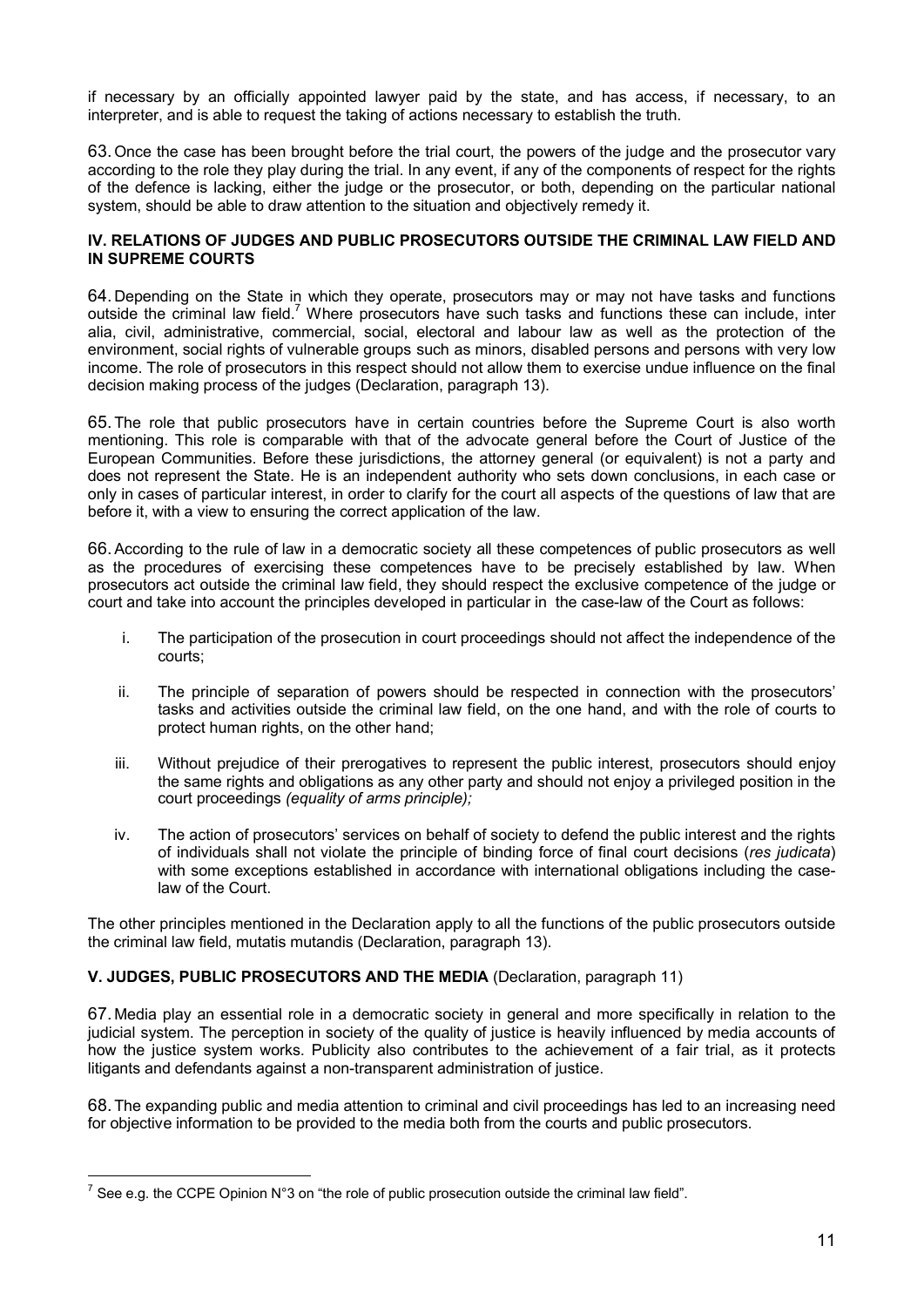if necessary by an officially appointed lawyer paid by the state, and has access, if necessary, to an interpreter, and is able to request the taking of actions necessary to establish the truth.

63. Once the case has been brought before the trial court, the powers of the judge and the prosecutor vary according to the role they play during the trial. In any event, if any of the components of respect for the rights of the defence is lacking, either the judge or the prosecutor, or both, depending on the particular national system, should be able to draw attention to the situation and objectively remedy it.

**IV. RELATIONS OF JUDGES AND PUBLIC PROSECUTORS OUTSIDE THE CRIMINAL LAW FIELD AND IN SUPREME COURTS**

64. Depending on the State in which they operate, prosecutors may or may not have tasks and functions outside the criminal law field.[7] Where prosecutors have such tasks and functions these can include, inter alia, civil, administrative, commercial, social, electoral and labour law as well as the protection of the environment, social rights of vulnerable groups such as minors, disabled persons and persons with very low income. The role of prosecutors in this respect should not allow them to exercise undue influence on the final decision making process of the judges (Declaration, paragraph 13).

65. The role that public prosecutors have in certain countries before the Supreme Court is also worth mentioning. This role is comparable with that of the advocate general before the Court of Justice of the European Communities. Before these jurisdictions, the attorney general (or equivalent) is not a party and does not represent the State. He is an independent authority who sets down conclusions, in each case or only in cases of particular interest, in order to clarify for the court all aspects of the questions of law that are before it, with a view to ensuring the correct application of the law.

66. According to the rule of law in a democratic society all these competences of public prosecutors as well as the procedures of exercising these competences have to be precisely established by law. When prosecutors act outside the criminal law field, they should respect the exclusive competence of the judge or court and take into account the principles developed in particular in the case-law of the Court as follows:

i. The participation of the prosecution in court proceedings should not affect the independence of the courts;

ii. The principle of separation of powers should be respected in connection with the prosecutors' tasks and activities outside the criminal law field, on the one hand, and with the role of courts to protect human rights, on the other hand;

iii. Without prejudice of their prerogatives to represent the public interest, prosecutors should enjoy the same rights and obligations as any other party and should not enjoy a privileged position in the court proceedings *(equality of arms principle);*

iv. The action of prosecutors' services on behalf of society to defend the public interest and the rights of individuals shall not violate the principle of binding force of final court decisions (*res judicata*) with some exceptions established in accordance with international obligations including the case-law of the Court.

The other principles mentioned in the Declaration apply to all the functions of the public prosecutors outside the criminal law field, mutatis mutandis (Declaration, paragraph 13).

**V. JUDGES, PUBLIC PROSECUTORS AND THE MEDIA** (Declaration, paragraph 11)

67. Media play an essential role in a democratic society in general and more specifically in relation to the judicial system. The perception in society of the quality of justice is heavily influenced by media accounts of how the justice system works. Publicity also contributes to the achievement of a fair trial, as it protects litigants and defendants against a non-transparent administration of justice.

68. The expanding public and media attention to criminal and civil proceedings has led to an increasing need for objective information to be provided to the media both from the courts and public prosecutors.

---

[7] See e.g. the CCPE Opinion N°3 on "the role of public prosecution outside the criminal law field".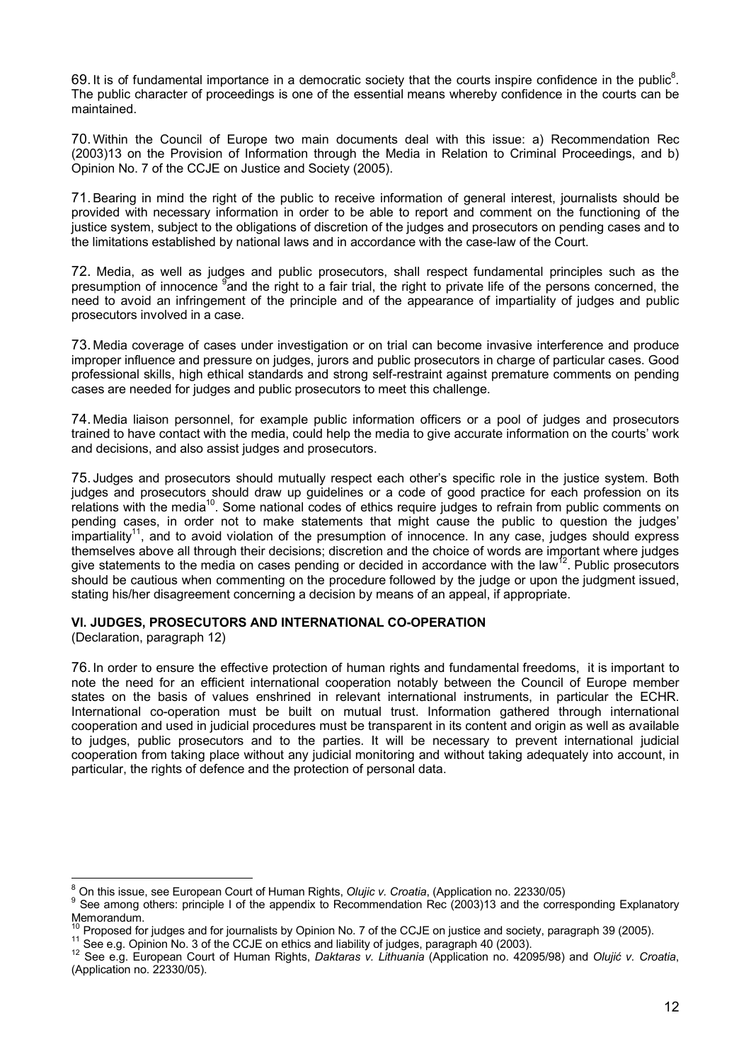69. It is of fundamental importance in a democratic society that the courts inspire confidence in the public[8]. The public character of proceedings is one of the essential means whereby confidence in the courts can be maintained.

70. Within the Council of Europe two main documents deal with this issue: a) Recommendation Rec (2003)13 on the Provision of Information through the Media in Relation to Criminal Proceedings, and b) Opinion No. 7 of the CCJE on Justice and Society (2005).

71. Bearing in mind the right of the public to receive information of general interest, journalists should be provided with necessary information in order to be able to report and comment on the functioning of the justice system, subject to the obligations of discretion of the judges and prosecutors on pending cases and to the limitations established by national laws and in accordance with the case-law of the Court.

72. Media, as well as judges and public prosecutors, shall respect fundamental principles such as the presumption of innocence [9]and the right to a fair trial, the right to private life of the persons concerned, the need to avoid an infringement of the principle and of the appearance of impartiality of judges and public prosecutors involved in a case.

73. Media coverage of cases under investigation or on trial can become invasive interference and produce improper influence and pressure on judges, jurors and public prosecutors in charge of particular cases. Good professional skills, high ethical standards and strong self-restraint against premature comments on pending cases are needed for judges and public prosecutors to meet this challenge.

74. Media liaison personnel, for example public information officers or a pool of judges and prosecutors trained to have contact with the media, could help the media to give accurate information on the courts' work and decisions, and also assist judges and prosecutors.

75. Judges and prosecutors should mutually respect each other's specific role in the justice system. Both judges and prosecutors should draw up guidelines or a code of good practice for each profession on its relations with the media[10]. Some national codes of ethics require judges to refrain from public comments on pending cases, in order not to make statements that might cause the public to question the judges' impartiality[11], and to avoid violation of the presumption of innocence. In any case, judges should express themselves above all through their decisions; discretion and the choice of words are important where judges give statements to the media on cases pending or decided in accordance with the law[12]. Public prosecutors should be cautious when commenting on the procedure followed by the judge or upon the judgment issued, stating his/her disagreement concerning a decision by means of an appeal, if appropriate.

### VI. JUDGES, PROSECUTORS AND INTERNATIONAL CO-OPERATION

(Declaration, paragraph 12)

76. In order to ensure the effective protection of human rights and fundamental freedoms, it is important to note the need for an efficient international cooperation notably between the Council of Europe member states on the basis of values enshrined in relevant international instruments, in particular the ECHR. International co-operation must be built on mutual trust. Information gathered through international cooperation and used in judicial procedures must be transparent in its content and origin as well as available to judges, public prosecutors and to the parties. It will be necessary to prevent international judicial cooperation from taking place without any judicial monitoring and without taking adequately into account, in particular, the rights of defence and the protection of personal data.

---

[8] On this issue, see European Court of Human Rights, *Olujic v. Croatia*, (Application no. 22330/05)

[9] See among others: principle I of the appendix to Recommendation Rec (2003)13 and the corresponding Explanatory Memorandum.

[10] Proposed for judges and for journalists by Opinion No. 7 of the CCJE on justice and society, paragraph 39 (2005).

[11] See e.g. Opinion No. 3 of the CCJE on ethics and liability of judges, paragraph 40 (2003).

[12] See e.g. European Court of Human Rights, *Daktaras v. Lithuania* (Application no. 42095/98) and *Olujić v. Croatia*, (Application no. 22330/05).